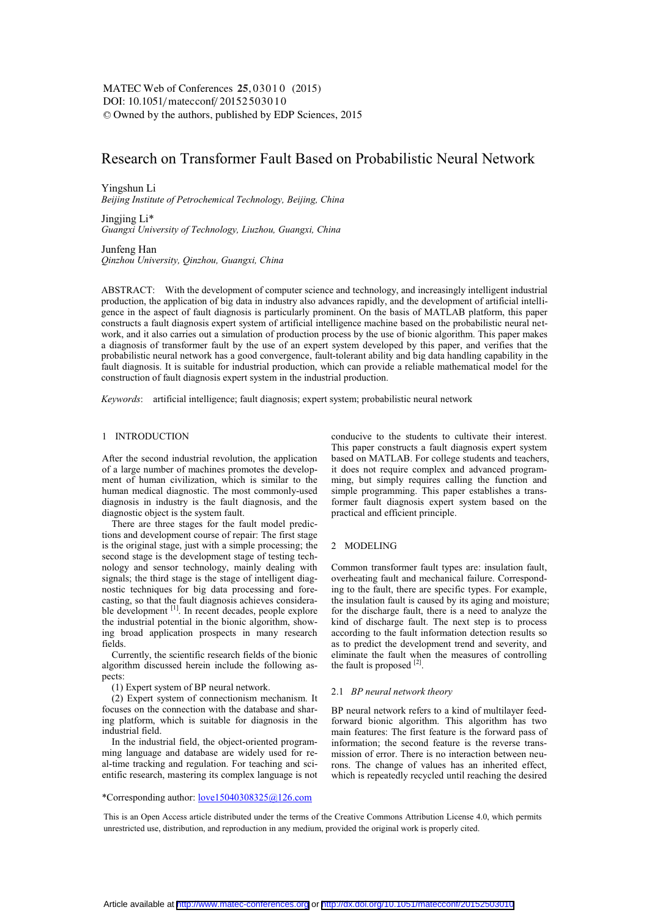# Research on Transformer Fault Based on Probabilistic Neural Network

Yingshun Li
*Beijing Institute of Petrochemical Technology, Beijing, China*

Jingjing Li*
*Guangxi University of Technology, Liuzhou, Guangxi, China*

Junfeng Han
*Qinzhou University, Qinzhou, Guangxi, China*

ABSTRACT: With the development of computer science and technology, and increasingly intelligent industrial production, the application of big data in industry also advances rapidly, and the development of artificial intelligence in the aspect of fault diagnosis is particularly prominent. On the basis of MATLAB platform, this paper constructs a fault diagnosis expert system of artificial intelligence machine based on the probabilistic neural network, and it also carries out a simulation of production process by the use of bionic algorithm. This paper makes a diagnosis of transformer fault by the use of an expert system developed by this paper, and verifies that the probabilistic neural network has a good convergence, fault-tolerant ability and big data handling capability in the fault diagnosis. It is suitable for industrial production, which can provide a reliable mathematical model for the construction of fault diagnosis expert system in the industrial production.

*Keywords*: artificial intelligence; fault diagnosis; expert system; probabilistic neural network

## 1 INTRODUCTION

After the second industrial revolution, the application of a large number of machines promotes the development of human civilization, which is similar to the human medical diagnostic. The most commonly-used diagnosis in industry is the fault diagnosis, and the diagnostic object is the system fault.

There are three stages for the fault model predictions and development course of repair: The first stage is the original stage, just with a simple processing; the second stage is the development stage of testing technology and sensor technology, mainly dealing with signals; the third stage is the stage of intelligent diagnostic techniques for big data processing and forecasting, so that the fault diagnosis achieves considerable development [1]. In recent decades, people explore the industrial potential in the bionic algorithm, showing broad application prospects in many research fields.

Currently, the scientific research fields of the bionic algorithm discussed herein include the following aspects:

(1) Expert system of BP neural network.

(2) Expert system of connectionism mechanism. It focuses on the connection with the database and sharing platform, which is suitable for diagnosis in the industrial field.

In the industrial field, the object-oriented programming language and database are widely used for real-time tracking and regulation. For teaching and scientific research, mastering its complex language is not conducive to the students to cultivate their interest. This paper constructs a fault diagnosis expert system based on MATLAB. For college students and teachers, it does not require complex and advanced programming, but simply requires calling the function and simple programming. This paper establishes a transformer fault diagnosis expert system based on the practical and efficient principle.

## 2 MODELING

Common transformer fault types are: insulation fault, overheating fault and mechanical failure. Corresponding to the fault, there are specific types. For example, the insulation fault is caused by its aging and moisture; for the discharge fault, there is a need to analyze the kind of discharge fault. The next step is to process according to the fault information detection results so as to predict the development trend and severity, and eliminate the fault when the measures of controlling the fault is proposed [2].

### 2.1 *BP neural network theory*

BP neural network refers to a kind of multilayer feedforward bionic algorithm. This algorithm has two main features: The first feature is the forward pass of information; the second feature is the reverse transmission of error. There is no interaction between neurons. The change of values has an inherited effect, which is repeatedly recycled until reaching the desired

*Corresponding author: love15040308325@126.com

This is an Open Access article distributed under the terms of the Creative Commons Attribution License 4.0, which permits unrestricted use, distribution, and reproduction in any medium, provided the original work is properly cited.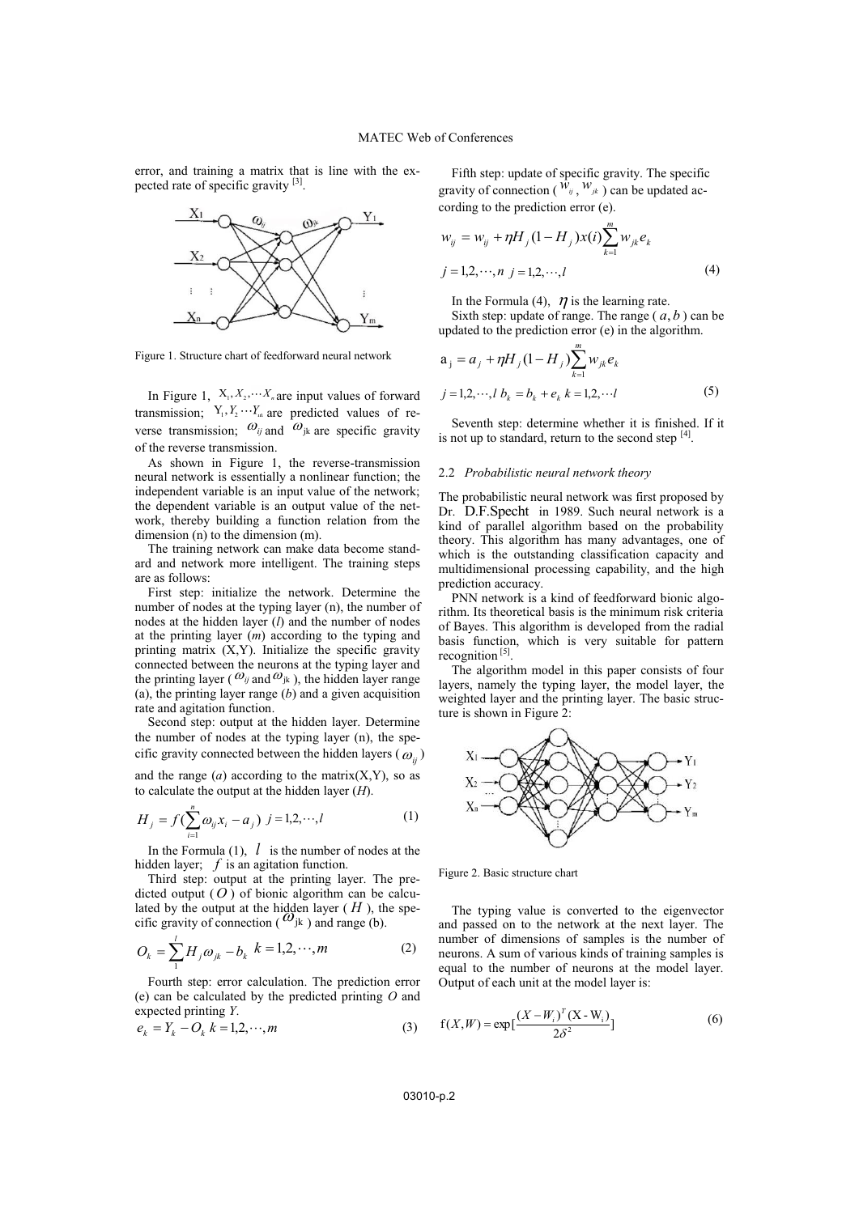error, and training a matrix that is line with the expected rate of specific gravity [3].

Figure 1. Structure chart of feedforward neural network

In Figure 1, $X_1, X_2, \cdots X_n$ are input values of forward transmission; $Y_1, Y_2 \cdots Y_m$ are predicted values of reverse transmission; $\omega_{ij}$ and $\omega_{jk}$ are specific gravity of the reverse transmission.

As shown in Figure 1, the reverse-transmission neural network is essentially a nonlinear function; the independent variable is an input value of the network; the dependent variable is an output value of the network, thereby building a function relation from the dimension (n) to the dimension (m).

The training network can make data become standard and network more intelligent. The training steps are as follows:

First step: initialize the network. Determine the number of nodes at the typing layer (n), the number of nodes at the hidden layer (*l*) and the number of nodes at the printing layer (*m*) according to the typing and printing matrix (X,Y). Initialize the specific gravity connected between the neurons at the typing layer and the printing layer ($\omega_{ij}$ and $\omega_{jk}$), the hidden layer range (a), the printing layer range (*b*) and a given acquisition rate and agitation function.

Second step: output at the hidden layer. Determine the number of nodes at the typing layer (n), the specific gravity connected between the hidden layers ($\omega_{ij}$) and the range (*a*) according to the matrix(X,Y), so as to calculate the output at the hidden layer (*H*).

$$H_j = f(\sum_{i=1}^{n} \omega_{ij} x_i - a_j) \quad j = 1,2,\cdots,l \tag{1}$$

In the Formula (1), $l$ is the number of nodes at the hidden layer; $f$ is an agitation function.

Third step: output at the printing layer. The predicted output ($O$) of bionic algorithm can be calculated by the output at the hidden layer ($H$), the specific gravity of connection ($\omega_{jk}$) and range (b).

$$O_k = \sum_{1}^{l} H_j \omega_{jk} - b_k \quad k = 1,2,\cdots,m \tag{2}$$

Fourth step: error calculation. The prediction error (e) can be calculated by the predicted printing *O* and expected printing *Y*.

$$e_k = Y_k - O_k \quad k = 1,2,\cdots,m \tag{3}$$

Fifth step: update of specific gravity. The specific gravity of connection ($w_{ij}$, $w_{jk}$) can be updated according to the prediction error (e).

$$w_{ij} = w_{ij} + \eta H_j (1 - H_j) x(i) \sum_{k=1}^{m} w_{jk} e_k$$
$$j = 1,2,\cdots,n \quad j = 1,2,\cdots,l \tag{4}$$

In the Formula (4), $\eta$ is the learning rate.

Sixth step: update of range. The range ($a, b$) can be updated to the prediction error (e) in the algorithm.

$$a_j = a_j + \eta H_j (1 - H_j) \sum_{k=1}^{m} w_{jk} e_k$$
$$j = 1,2,\cdots,l \quad b_k = b_k + e_k \quad k = 1,2,\cdots l \tag{5}$$

Seventh step: determine whether it is finished. If it is not up to standard, return to the second step [4].

### 2.2 *Probabilistic neural network theory*

The probabilistic neural network was first proposed by Dr. D.F.Specht in 1989. Such neural network is a kind of parallel algorithm based on the probability theory. This algorithm has many advantages, one of which is the outstanding classification capacity and multidimensional processing capability, and the high prediction accuracy.

PNN network is a kind of feedforward bionic algorithm. Its theoretical basis is the minimum risk criteria of Bayes. This algorithm is developed from the radial basis function, which is very suitable for pattern recognition [5].

The algorithm model in this paper consists of four layers, namely the typing layer, the model layer, the weighted layer and the printing layer. The basic structure is shown in Figure 2:

Figure 2. Basic structure chart

The typing value is converted to the eigenvector and passed on to the network at the next layer. The number of dimensions of samples is the number of neurons. A sum of various kinds of training samples is equal to the number of neurons at the model layer. Output of each unit at the model layer is:

$$f(X, W) = \exp[\frac{(X - W_i)^T (X - W_i)}{2\delta^2}] \tag{6}$$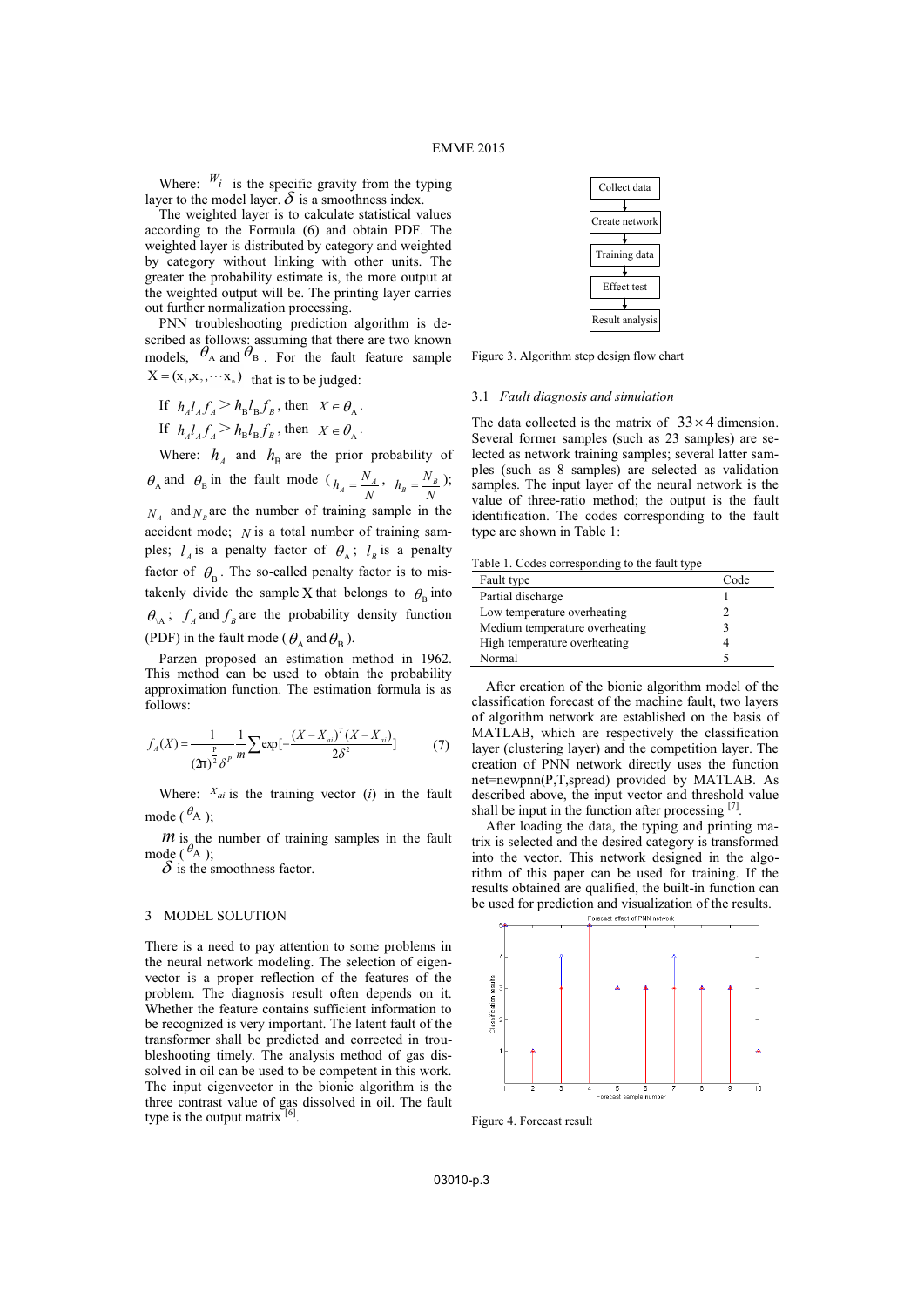Where: $W_i$ is the specific gravity from the typing layer to the model layer. $\delta$ is a smoothness index.

The weighted layer is to calculate statistical values according to the Formula (6) and obtain PDF. The weighted layer is distributed by category and weighted by category without linking with other units. The greater the probability estimate is, the more output at the weighted output will be. The printing layer carries out further normalization processing.

PNN troubleshooting prediction algorithm is described as follows: assuming that there are two known models, $\theta_A$ and $\theta_B$. For the fault feature sample $X = (x_1, x_2, \cdots x_n)$ that is to be judged:

If $h_A l_A f_A > h_B l_B f_B$, then $X \in \theta_A$.

If $h_A l_A f_A > h_B l_B f_B$, then $X \in \theta_A$.

Where: $h_A$ and $h_B$ are the prior probability of $\theta_A$ and $\theta_B$ in the fault mode ($h_A = \frac{N_A}{N}$, $h_B = \frac{N_B}{N}$); $N_A$ and $N_B$ are the number of training sample in the accident mode; $N$ is a total number of training samples; $l_A$ is a penalty factor of $\theta_A$; $l_B$ is a penalty factor of $\theta_B$. The so-called penalty factor is to mistakenly divide the sample X that belongs to $\theta_B$ into $\theta_A$; $f_A$ and $f_B$ are the probability density function (PDF) in the fault mode ($\theta_A$ and $\theta_B$).

Parzen proposed an estimation method in 1962. This method can be used to obtain the probability approximation function. The estimation formula is as follows:

$$f_A(X) = \frac{1}{(2\pi)^{\frac{p}{2}} \delta^p} \frac{1}{m} \sum \exp\left[-\frac{(X - X_{ai})^T (X - X_{ai})}{2\delta^2}\right] \tag{7}$$

Where: $X_{ai}$ is the training vector ($i$) in the fault mode ($\theta_A$);

$m$ is the number of training samples in the fault mode ($\theta_A$);

$\delta$ is the smoothness factor.

## 3 MODEL SOLUTION

There is a need to pay attention to some problems in the neural network modeling. The selection of eigenvector is a proper reflection of the features of the problem. The diagnosis result often depends on it. Whether the feature contains sufficient information to be recognized is very important. The latent fault of the transformer shall be predicted and corrected in troubleshooting timely. The analysis method of gas dissolved in oil can be used to be competent in this work. The input eigenvector in the bionic algorithm is the three contrast value of gas dissolved in oil. The fault type is the output matrix [6].

Collect data → Create network → Training data → Effect test → Result analysis

Figure 3. Algorithm step design flow chart

### 3.1 *Fault diagnosis and simulation*

The data collected is the matrix of $33 \times 4$ dimension. Several former samples (such as 23 samples) are selected as network training samples; several latter samples (such as 8 samples) are selected as validation samples. The input layer of the neural network is the value of three-ratio method; the output is the fault identification. The codes corresponding to the fault type are shown in Table 1:

Table 1. Codes corresponding to the fault type

| Fault type | Code |
|---|---|
| Partial discharge | 1 |
| Low temperature overheating | 2 |
| Medium temperature overheating | 3 |
| High temperature overheating | 4 |
| Normal | 5 |

After creation of the bionic algorithm model of the classification forecast of the machine fault, two layers of algorithm network are established on the basis of MATLAB, which are respectively the classification layer (clustering layer) and the competition layer. The creation of PNN network directly uses the function net=newpnn(P,T,spread) provided by MATLAB. As described above, the input vector and threshold value shall be input in the function after processing [7].

After loading the data, the typing and printing matrix is selected and the desired category is transformed into the vector. This network designed in the algorithm of this paper can be used for training. If the results obtained are qualified, the built-in function can be used for prediction and visualization of the results.

Figure 4. Forecast result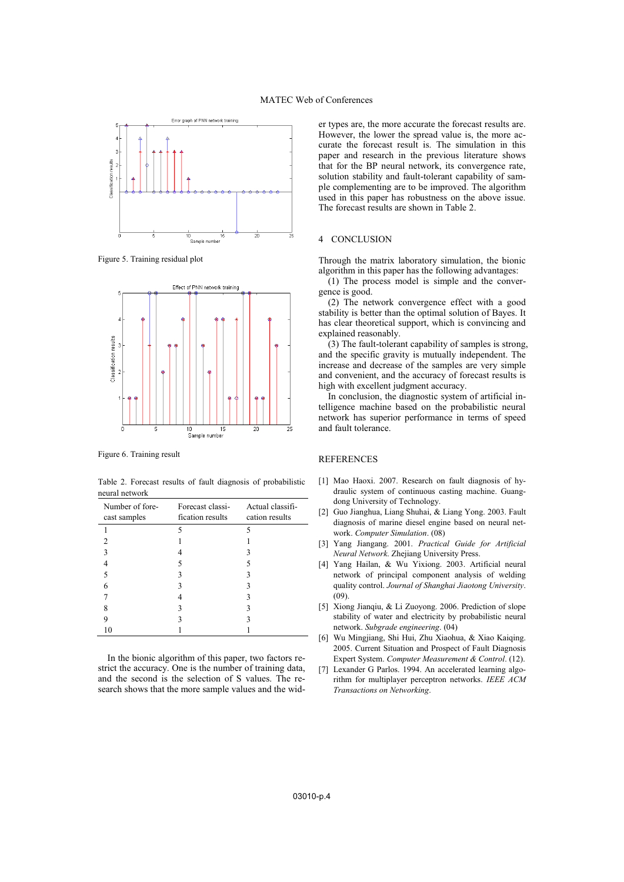Error graph of PNN network training

Classification results

Sample number

Figure 5. Training residual plot

Effect of PNN network training

Classification results

Sample number

Figure 6. Training result

Table 2. Forecast results of fault diagnosis of probabilistic neural network

| Number of forecast samples | Forecast classification results | Actual classification results |
|---|---|---|
| 1 | 5 | 5 |
| 2 | 1 | 1 |
| 3 | 4 | 3 |
| 4 | 5 | 5 |
| 5 | 3 | 3 |
| 6 | 3 | 3 |
| 7 | 4 | 3 |
| 8 | 3 | 3 |
| 9 | 3 | 3 |
| 10 | 1 | 1 |

In the bionic algorithm of this paper, two factors restrict the accuracy. One is the number of training data, and the second is the selection of S values. The research shows that the more sample values and the wider types are, the more accurate the forecast results are. However, the lower the spread value is, the more accurate the forecast result is. The simulation in this paper and research in the previous literature shows that for the BP neural network, its convergence rate, solution stability and fault-tolerant capability of sample complementing are to be improved. The algorithm used in this paper has robustness on the above issue. The forecast results are shown in Table 2.

## 4 CONCLUSION

Through the matrix laboratory simulation, the bionic algorithm in this paper has the following advantages:

(1) The process model is simple and the convergence is good.

(2) The network convergence effect with a good stability is better than the optimal solution of Bayes. It has clear theoretical support, which is convincing and explained reasonably.

(3) The fault-tolerant capability of samples is strong, and the specific gravity is mutually independent. The increase and decrease of the samples are very simple and convenient, and the accuracy of forecast results is high with excellent judgment accuracy.

In conclusion, the diagnostic system of artificial intelligence machine based on the probabilistic neural network has superior performance in terms of speed and fault tolerance.

## REFERENCES

[1] Mao Haoxi. 2007. Research on fault diagnosis of hydraulic system of continuous casting machine. Guangdong University of Technology.

[2] Guo Jianghua, Liang Shuhai, & Liang Yong. 2003. Fault diagnosis of marine diesel engine based on neural network. *Computer Simulation*. (08)

[3] Yang Jiangang. 2001. *Practical Guide for Artificial Neural Network*. Zhejiang University Press.

[4] Yang Hailan, & Wu Yixiong. 2003. Artificial neural network of principal component analysis of welding quality control. *Journal of Shanghai Jiaotong University*. (09).

[5] Xiong Jianqiu, & Li Zuoyong. 2006. Prediction of slope stability of water and electricity by probabilistic neural network. *Subgrade engineering*. (04)

[6] Wu Mingjiang, Shi Hui, Zhu Xiaohua, & Xiao Kaiqing. 2005. Current Situation and Prospect of Fault Diagnosis Expert System. *Computer Measurement & Control*. (12).

[7] Lexander G Parlos. 1994. An accelerated learning algorithm for multiplayer perceptron networks. *IEEE ACM Transactions on Networking*.